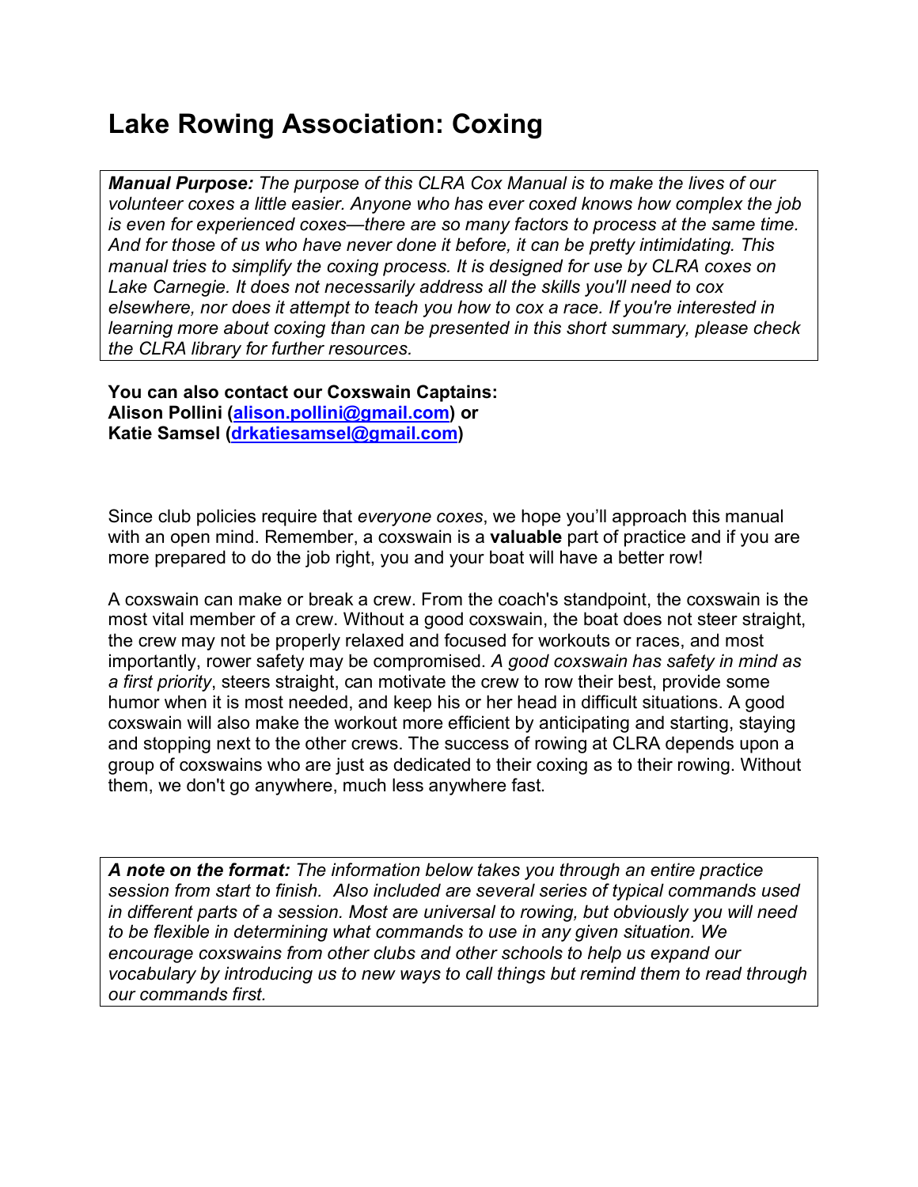# Lake Rowing Association: Coxing

***Manual Purpose:*** *The purpose of this CLRA Cox Manual is to make the lives of our volunteer coxes a little easier. Anyone who has ever coxed knows how complex the job is even for experienced coxes—there are so many factors to process at the same time. And for those of us who have never done it before, it can be pretty intimidating. This manual tries to simplify the coxing process. It is designed for use by CLRA coxes on Lake Carnegie. It does not necessarily address all the skills you'll need to cox elsewhere, nor does it attempt to teach you how to cox a race. If you're interested in learning more about coxing than can be presented in this short summary, please check the CLRA library for further resources.*

**You can also contact our Coxswain Captains:**
**Alison Pollini ([alison.pollini@gmail.com](mailto:alison.pollini@gmail.com)) or**
**Katie Samsel ([drkatiesamsel@gmail.com](mailto:drkatiesamsel@gmail.com))**

Since club policies require that *everyone coxes*, we hope you'll approach this manual with an open mind. Remember, a coxswain is a **valuable** part of practice and if you are more prepared to do the job right, you and your boat will have a better row!

A coxswain can make or break a crew. From the coach's standpoint, the coxswain is the most vital member of a crew. Without a good coxswain, the boat does not steer straight, the crew may not be properly relaxed and focused for workouts or races, and most importantly, rower safety may be compromised. *A good coxswain has safety in mind as a first priority*, steers straight, can motivate the crew to row their best, provide some humor when it is most needed, and keep his or her head in difficult situations. A good coxswain will also make the workout more efficient by anticipating and starting, staying and stopping next to the other crews. The success of rowing at CLRA depends upon a group of coxswains who are just as dedicated to their coxing as to their rowing. Without them, we don't go anywhere, much less anywhere fast.

***A note on the format:*** *The information below takes you through an entire practice session from start to finish. Also included are several series of typical commands used in different parts of a session. Most are universal to rowing, but obviously you will need to be flexible in determining what commands to use in any given situation. We encourage coxswains from other clubs and other schools to help us expand our vocabulary by introducing us to new ways to call things but remind them to read through our commands first.*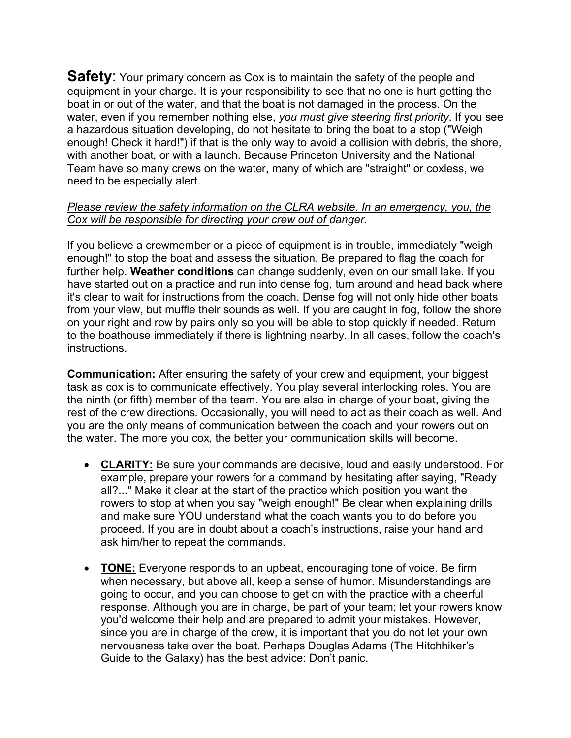**Safety**: Your primary concern as Cox is to maintain the safety of the people and equipment in your charge. It is your responsibility to see that no one is hurt getting the boat in or out of the water, and that the boat is not damaged in the process. On the water, even if you remember nothing else, *you must give steering first priority*. If you see a hazardous situation developing, do not hesitate to bring the boat to a stop ("Weigh enough! Check it hard!") if that is the only way to avoid a collision with debris, the shore, with another boat, or with a launch. Because Princeton University and the National Team have so many crews on the water, many of which are "straight" or coxless, we need to be especially alert.

*Please review the safety information on the CLRA website. In an emergency, you, the Cox will be responsible for directing your crew out of danger.*

If you believe a crewmember or a piece of equipment is in trouble, immediately "weigh enough!" to stop the boat and assess the situation. Be prepared to flag the coach for further help. **Weather conditions** can change suddenly, even on our small lake. If you have started out on a practice and run into dense fog, turn around and head back where it's clear to wait for instructions from the coach. Dense fog will not only hide other boats from your view, but muffle their sounds as well. If you are caught in fog, follow the shore on your right and row by pairs only so you will be able to stop quickly if needed. Return to the boathouse immediately if there is lightning nearby. In all cases, follow the coach's instructions.

**Communication:** After ensuring the safety of your crew and equipment, your biggest task as cox is to communicate effectively. You play several interlocking roles. You are the ninth (or fifth) member of the team. You are also in charge of your boat, giving the rest of the crew directions. Occasionally, you will need to act as their coach as well. And you are the only means of communication between the coach and your rowers out on the water. The more you cox, the better your communication skills will become.

- **CLARITY:** Be sure your commands are decisive, loud and easily understood. For example, prepare your rowers for a command by hesitating after saying, "Ready all?..." Make it clear at the start of the practice which position you want the rowers to stop at when you say "weigh enough!" Be clear when explaining drills and make sure YOU understand what the coach wants you to do before you proceed. If you are in doubt about a coach's instructions, raise your hand and ask him/her to repeat the commands.

- **TONE:** Everyone responds to an upbeat, encouraging tone of voice. Be firm when necessary, but above all, keep a sense of humor. Misunderstandings are going to occur, and you can choose to get on with the practice with a cheerful response. Although you are in charge, be part of your team; let your rowers know you'd welcome their help and are prepared to admit your mistakes. However, since you are in charge of the crew, it is important that you do not let your own nervousness take over the boat. Perhaps Douglas Adams (The Hitchhiker's Guide to the Galaxy) has the best advice: Don't panic.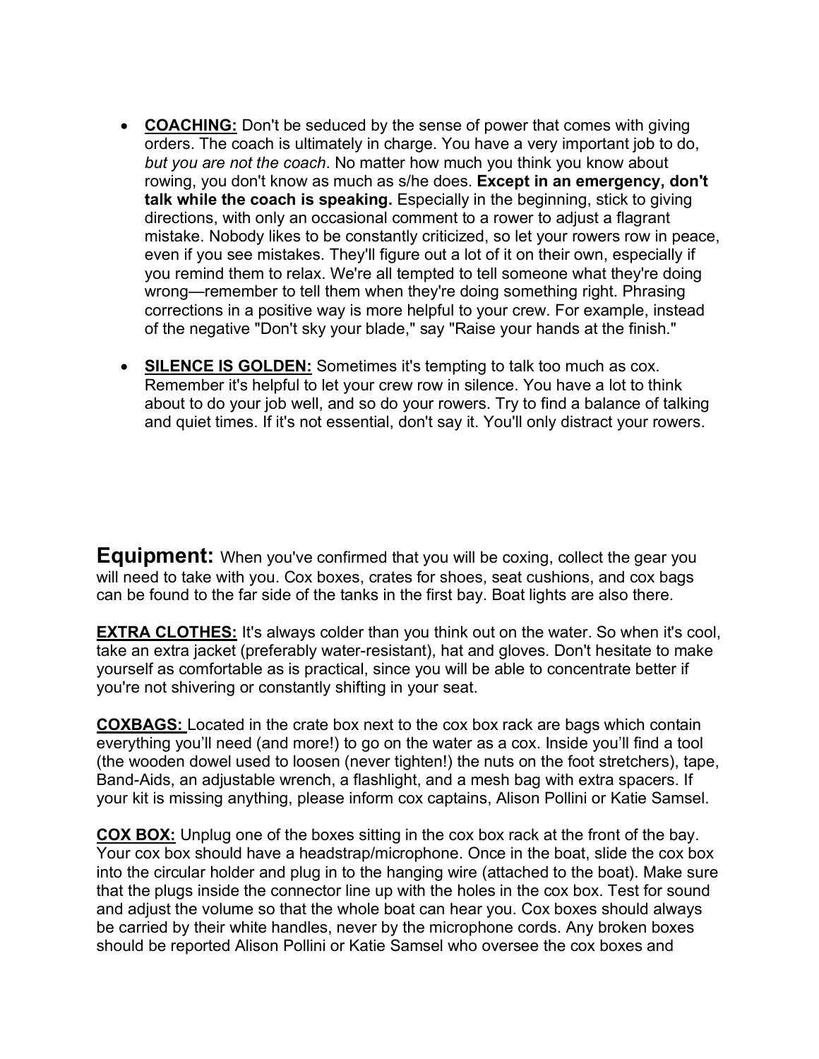- **COACHING:** Don't be seduced by the sense of power that comes with giving orders. The coach is ultimately in charge. You have a very important job to do, *but you are not the coach*. No matter how much you think you know about rowing, you don't know as much as s/he does. **Except in an emergency, don't talk while the coach is speaking.** Especially in the beginning, stick to giving directions, with only an occasional comment to a rower to adjust a flagrant mistake. Nobody likes to be constantly criticized, so let your rowers row in peace, even if you see mistakes. They'll figure out a lot of it on their own, especially if you remind them to relax. We're all tempted to tell someone what they're doing wrong—remember to tell them when they're doing something right. Phrasing corrections in a positive way is more helpful to your crew. For example, instead of the negative "Don't sky your blade," say "Raise your hands at the finish."

- **SILENCE IS GOLDEN:** Sometimes it's tempting to talk too much as cox. Remember it's helpful to let your crew row in silence. You have a lot to think about to do your job well, and so do your rowers. Try to find a balance of talking and quiet times. If it's not essential, don't say it. You'll only distract your rowers.

## Equipment:

When you've confirmed that you will be coxing, collect the gear you will need to take with you. Cox boxes, crates for shoes, seat cushions, and cox bags can be found to the far side of the tanks in the first bay. Boat lights are also there.

**EXTRA CLOTHES:** It's always colder than you think out on the water. So when it's cool, take an extra jacket (preferably water-resistant), hat and gloves. Don't hesitate to make yourself as comfortable as is practical, since you will be able to concentrate better if you're not shivering or constantly shifting in your seat.

**COXBAGS:** Located in the crate box next to the cox box rack are bags which contain everything you'll need (and more!) to go on the water as a cox. Inside you'll find a tool (the wooden dowel used to loosen (never tighten!) the nuts on the foot stretchers), tape, Band-Aids, an adjustable wrench, a flashlight, and a mesh bag with extra spacers. If your kit is missing anything, please inform cox captains, Alison Pollini or Katie Samsel.

**COX BOX:** Unplug one of the boxes sitting in the cox box rack at the front of the bay. Your cox box should have a headstrap/microphone. Once in the boat, slide the cox box into the circular holder and plug in to the hanging wire (attached to the boat). Make sure that the plugs inside the connector line up with the holes in the cox box. Test for sound and adjust the volume so that the whole boat can hear you. Cox boxes should always be carried by their white handles, never by the microphone cords. Any broken boxes should be reported Alison Pollini or Katie Samsel who oversee the cox boxes and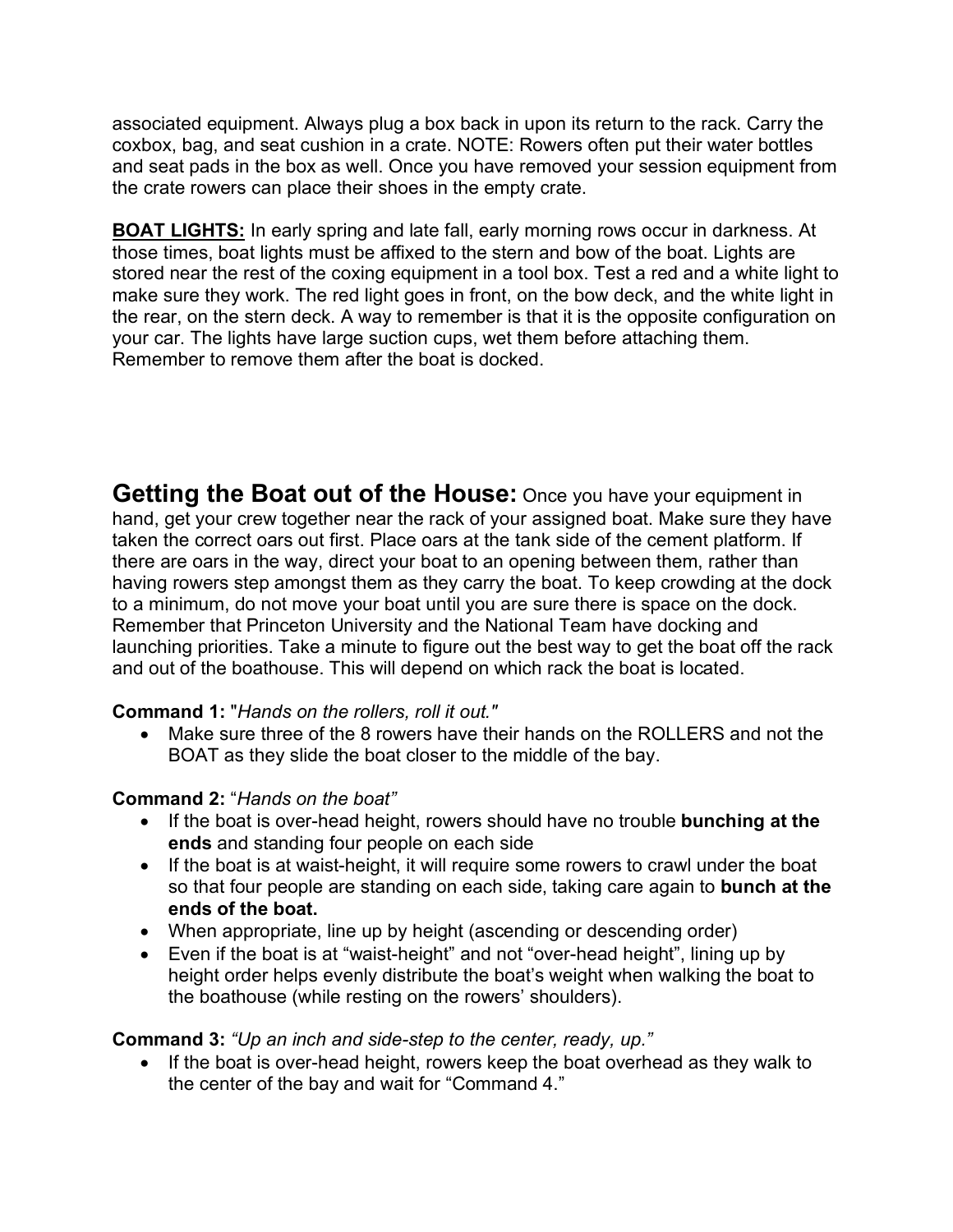associated equipment. Always plug a box back in upon its return to the rack. Carry the coxbox, bag, and seat cushion in a crate. NOTE: Rowers often put their water bottles and seat pads in the box as well. Once you have removed your session equipment from the crate rowers can place their shoes in the empty crate.

**BOAT LIGHTS:** In early spring and late fall, early morning rows occur in darkness. At those times, boat lights must be affixed to the stern and bow of the boat. Lights are stored near the rest of the coxing equipment in a tool box. Test a red and a white light to make sure they work. The red light goes in front, on the bow deck, and the white light in the rear, on the stern deck. A way to remember is that it is the opposite configuration on your car. The lights have large suction cups, wet them before attaching them. Remember to remove them after the boat is docked.

## Getting the Boat out of the House:

Once you have your equipment in hand, get your crew together near the rack of your assigned boat. Make sure they have taken the correct oars out first. Place oars at the tank side of the cement platform. If there are oars in the way, direct your boat to an opening between them, rather than having rowers step amongst them as they carry the boat. To keep crowding at the dock to a minimum, do not move your boat until you are sure there is space on the dock. Remember that Princeton University and the National Team have docking and launching priorities. Take a minute to figure out the best way to get the boat off the rack and out of the boathouse. This will depend on which rack the boat is located.

**Command 1:** "*Hands on the rollers, roll it out."*

- Make sure three of the 8 rowers have their hands on the ROLLERS and not the BOAT as they slide the boat closer to the middle of the bay.

**Command 2:** "*Hands on the boat"*

- If the boat is over-head height, rowers should have no trouble **bunching at the ends** and standing four people on each side
- If the boat is at waist-height, it will require some rowers to crawl under the boat so that four people are standing on each side, taking care again to **bunch at the ends of the boat.**
- When appropriate, line up by height (ascending or descending order)
- Even if the boat is at "waist-height" and not "over-head height", lining up by height order helps evenly distribute the boat's weight when walking the boat to the boathouse (while resting on the rowers' shoulders).

**Command 3:** *"Up an inch and side-step to the center, ready, up."*

- If the boat is over-head height, rowers keep the boat overhead as they walk to the center of the bay and wait for "Command 4."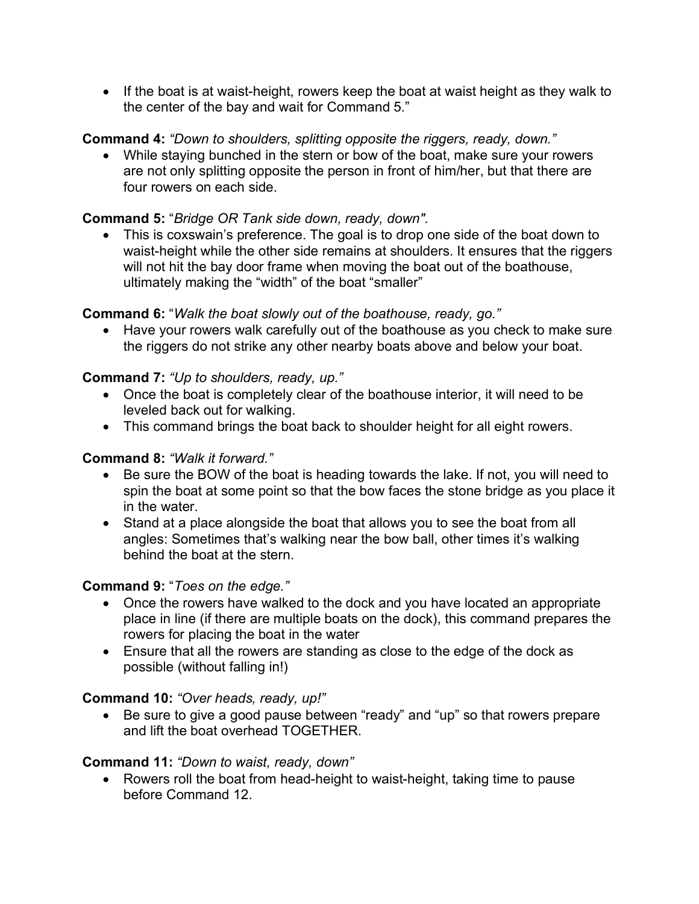- If the boat is at waist-height, rowers keep the boat at waist height as they walk to the center of the bay and wait for Command 5."

**Command 4:** *"Down to shoulders, splitting opposite the riggers, ready, down."*

- While staying bunched in the stern or bow of the boat, make sure your rowers are not only splitting opposite the person in front of him/her, but that there are four rowers on each side.

**Command 5:** "*Bridge OR Tank side down, ready, down".*

- This is coxswain's preference. The goal is to drop one side of the boat down to waist-height while the other side remains at shoulders. It ensures that the riggers will not hit the bay door frame when moving the boat out of the boathouse, ultimately making the "width" of the boat "smaller"

**Command 6:** "*Walk the boat slowly out of the boathouse, ready, go."*

- Have your rowers walk carefully out of the boathouse as you check to make sure the riggers do not strike any other nearby boats above and below your boat.

**Command 7:** *"Up to shoulders, ready, up."*

- Once the boat is completely clear of the boathouse interior, it will need to be leveled back out for walking.
- This command brings the boat back to shoulder height for all eight rowers.

**Command 8:** *"Walk it forward."*

- Be sure the BOW of the boat is heading towards the lake. If not, you will need to spin the boat at some point so that the bow faces the stone bridge as you place it in the water.
- Stand at a place alongside the boat that allows you to see the boat from all angles: Sometimes that's walking near the bow ball, other times it's walking behind the boat at the stern.

**Command 9:** "*Toes on the edge."*

- Once the rowers have walked to the dock and you have located an appropriate place in line (if there are multiple boats on the dock), this command prepares the rowers for placing the boat in the water
- Ensure that all the rowers are standing as close to the edge of the dock as possible (without falling in!)

**Command 10:** *"Over heads, ready, up!"*

- Be sure to give a good pause between "ready" and "up" so that rowers prepare and lift the boat overhead TOGETHER.

**Command 11:** *"Down to waist, ready, down"*

- Rowers roll the boat from head-height to waist-height, taking time to pause before Command 12.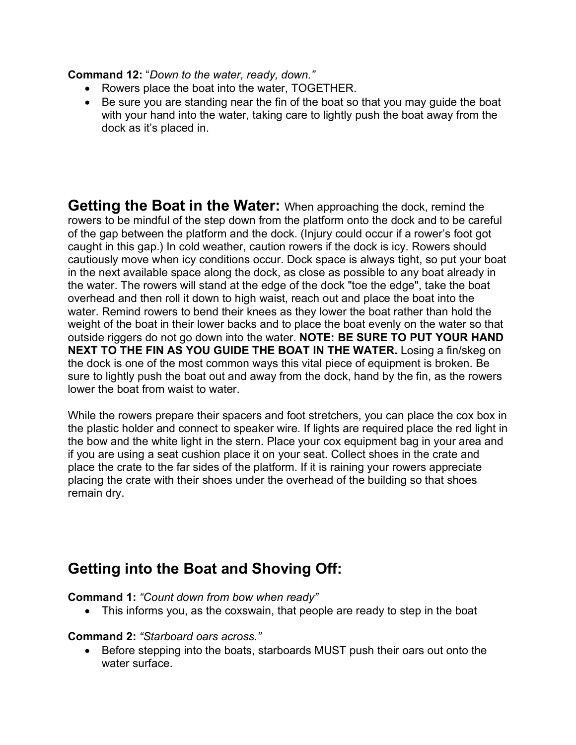**Command 12:** "*Down to the water, ready, down.*"

- Rowers place the boat into the water, TOGETHER.
- Be sure you are standing near the fin of the boat so that you may guide the boat with your hand into the water, taking care to lightly push the boat away from the dock as it's placed in.

**Getting the Boat in the Water:** When approaching the dock, remind the rowers to be mindful of the step down from the platform onto the dock and to be careful of the gap between the platform and the dock. (Injury could occur if a rower's foot got caught in this gap.) In cold weather, caution rowers if the dock is icy. Rowers should cautiously move when icy conditions occur. Dock space is always tight, so put your boat in the next available space along the dock, as close as possible to any boat already in the water. The rowers will stand at the edge of the dock "toe the edge", take the boat overhead and then roll it down to high waist, reach out and place the boat into the water. Remind rowers to bend their knees as they lower the boat rather than hold the weight of the boat in their lower backs and to place the boat evenly on the water so that outside riggers do not go down into the water. **NOTE: BE SURE TO PUT YOUR HAND NEXT TO THE FIN AS YOU GUIDE THE BOAT IN THE WATER.** Losing a fin/skeg on the dock is one of the most common ways this vital piece of equipment is broken. Be sure to lightly push the boat out and away from the dock, hand by the fin, as the rowers lower the boat from waist to water.

While the rowers prepare their spacers and foot stretchers, you can place the cox box in the plastic holder and connect to speaker wire. If lights are required place the red light in the bow and the white light in the stern. Place your cox equipment bag in your area and if you are using a seat cushion place it on your seat. Collect shoes in the crate and place the crate to the far sides of the platform. If it is raining your rowers appreciate placing the crate with their shoes under the overhead of the building so that shoes remain dry.

## Getting into the Boat and Shoving Off:

**Command 1:** *"Count down from bow when ready"*

- This informs you, as the coxswain, that people are ready to step in the boat

**Command 2:** *"Starboard oars across."*

- Before stepping into the boats, starboards MUST push their oars out onto the water surface.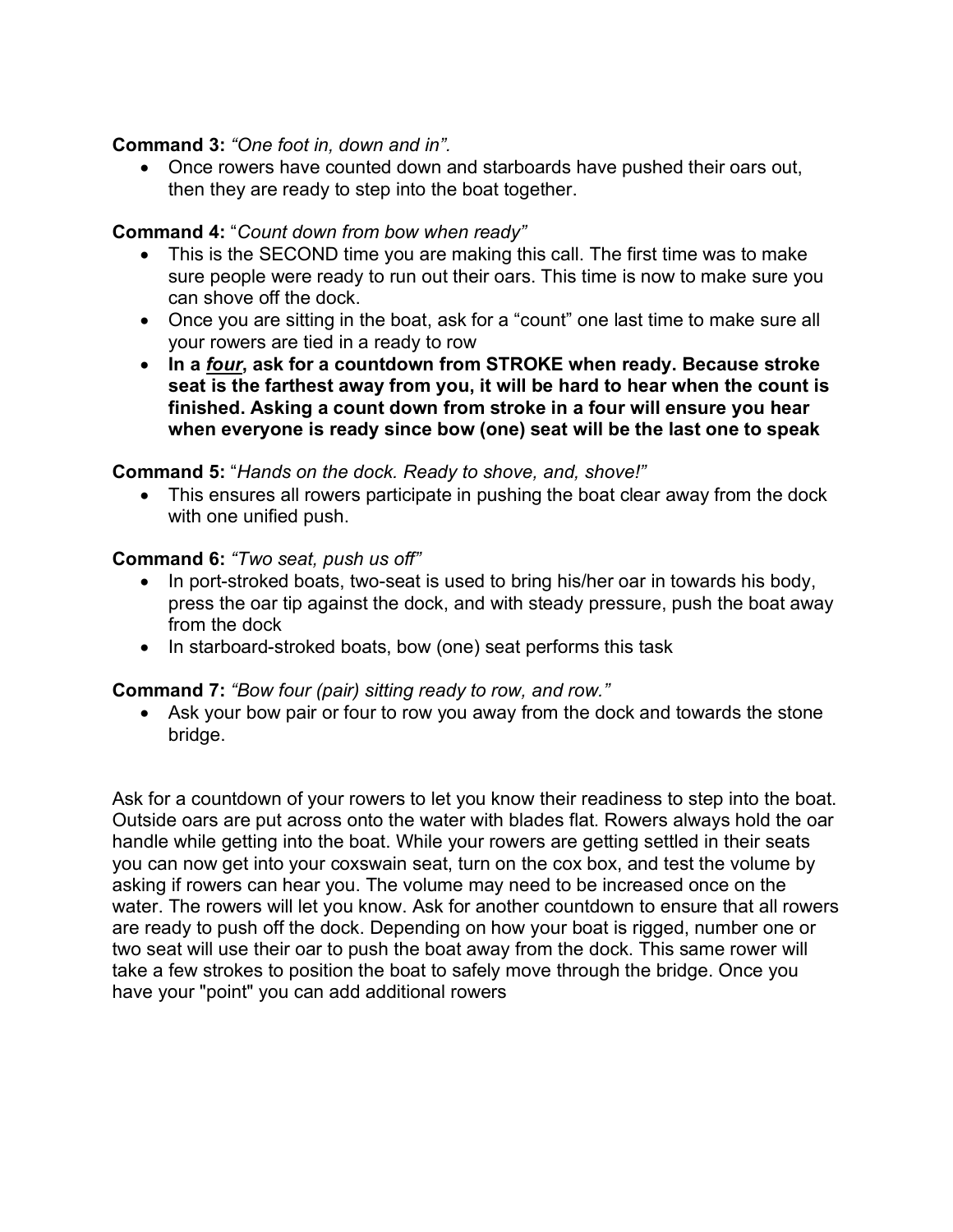**Command 3:** *"One foot in, down and in".*

- Once rowers have counted down and starboards have pushed their oars out, then they are ready to step into the boat together.

**Command 4:** "*Count down from bow when ready"*

- This is the SECOND time you are making this call. The first time was to make sure people were ready to run out their oars. This time is now to make sure you can shove off the dock.
- Once you are sitting in the boat, ask for a "count" one last time to make sure all your rowers are tied in a ready to row
- **In a *four*, ask for a countdown from STROKE when ready. Because stroke seat is the farthest away from you, it will be hard to hear when the count is finished. Asking a count down from stroke in a four will ensure you hear when everyone is ready since bow (one) seat will be the last one to speak**

**Command 5:** "*Hands on the dock. Ready to shove, and, shove!"*

- This ensures all rowers participate in pushing the boat clear away from the dock with one unified push.

**Command 6:** *"Two seat, push us off"*

- In port-stroked boats, two-seat is used to bring his/her oar in towards his body, press the oar tip against the dock, and with steady pressure, push the boat away from the dock
- In starboard-stroked boats, bow (one) seat performs this task

**Command 7:** *"Bow four (pair) sitting ready to row, and row."*

- Ask your bow pair or four to row you away from the dock and towards the stone bridge.

Ask for a countdown of your rowers to let you know their readiness to step into the boat. Outside oars are put across onto the water with blades flat. Rowers always hold the oar handle while getting into the boat. While your rowers are getting settled in their seats you can now get into your coxswain seat, turn on the cox box, and test the volume by asking if rowers can hear you. The volume may need to be increased once on the water. The rowers will let you know. Ask for another countdown to ensure that all rowers are ready to push off the dock. Depending on how your boat is rigged, number one or two seat will use their oar to push the boat away from the dock. This same rower will take a few strokes to position the boat to safely move through the bridge. Once you have your "point" you can add additional rowers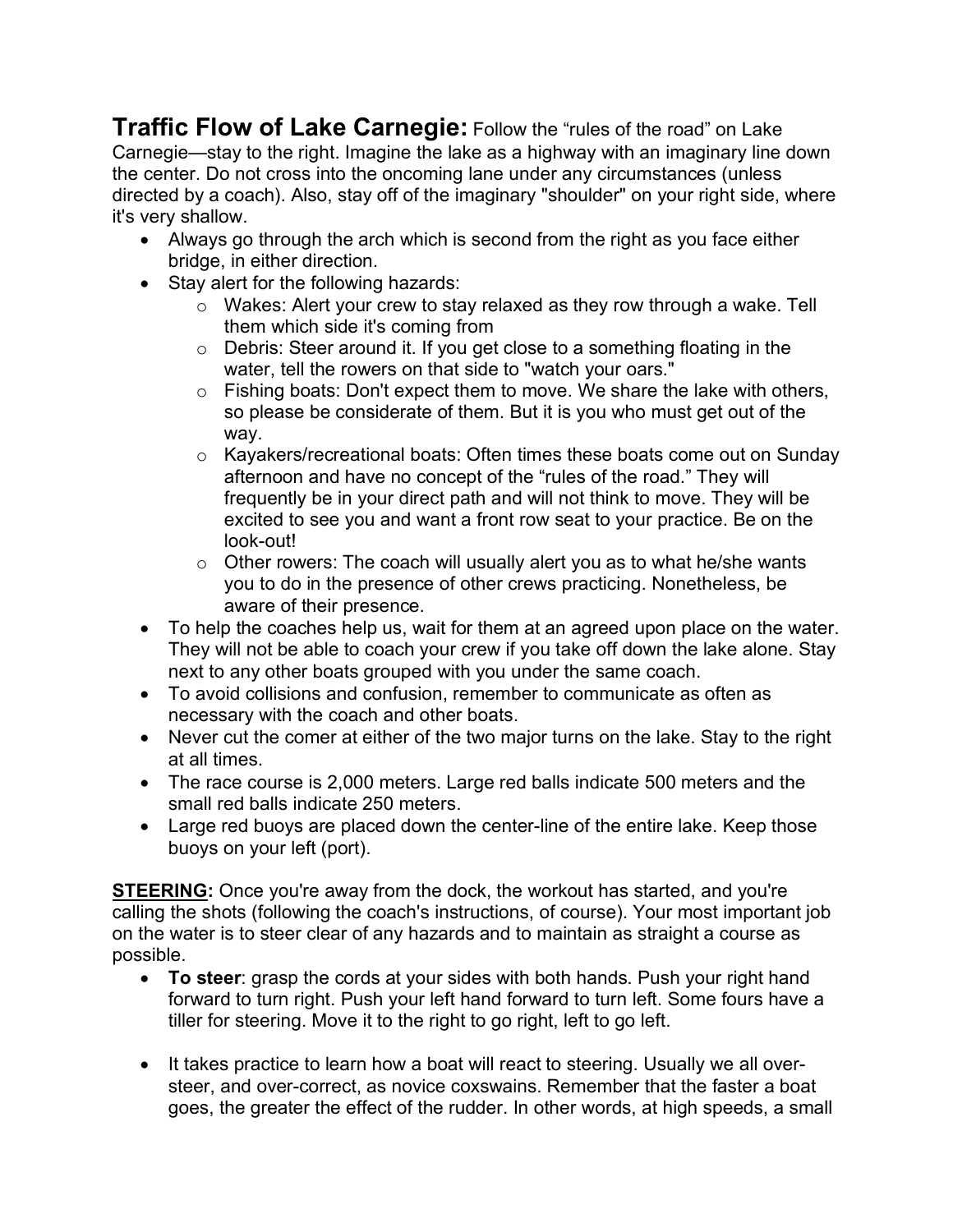**Traffic Flow of Lake Carnegie:** Follow the “rules of the road” on Lake Carnegie—stay to the right. Imagine the lake as a highway with an imaginary line down the center. Do not cross into the oncoming lane under any circumstances (unless directed by a coach). Also, stay off of the imaginary "shoulder" on your right side, where it's very shallow.

- Always go through the arch which is second from the right as you face either bridge, in either direction.
- Stay alert for the following hazards:
  - Wakes: Alert your crew to stay relaxed as they row through a wake. Tell them which side it's coming from
  - Debris: Steer around it. If you get close to a something floating in the water, tell the rowers on that side to "watch your oars."
  - Fishing boats: Don't expect them to move. We share the lake with others, so please be considerate of them. But it is you who must get out of the way.
  - Kayakers/recreational boats: Often times these boats come out on Sunday afternoon and have no concept of the “rules of the road.” They will frequently be in your direct path and will not think to move. They will be excited to see you and want a front row seat to your practice. Be on the look-out!
  - Other rowers: The coach will usually alert you as to what he/she wants you to do in the presence of other crews practicing. Nonetheless, be aware of their presence.
- To help the coaches help us, wait for them at an agreed upon place on the water. They will not be able to coach your crew if you take off down the lake alone. Stay next to any other boats grouped with you under the same coach.
- To avoid collisions and confusion, remember to communicate as often as necessary with the coach and other boats.
- Never cut the comer at either of the two major turns on the lake. Stay to the right at all times.
- The race course is 2,000 meters. Large red balls indicate 500 meters and the small red balls indicate 250 meters.
- Large red buoys are placed down the center-line of the entire lake. Keep those buoys on your left (port).

**STEERING:** Once you're away from the dock, the workout has started, and you're calling the shots (following the coach's instructions, of course). Your most important job on the water is to steer clear of any hazards and to maintain as straight a course as possible.

- **To steer**: grasp the cords at your sides with both hands. Push your right hand forward to turn right. Push your left hand forward to turn left. Some fours have a tiller for steering. Move it to the right to go right, left to go left.

- It takes practice to learn how a boat will react to steering. Usually we all over-steer, and over-correct, as novice coxswains. Remember that the faster a boat goes, the greater the effect of the rudder. In other words, at high speeds, a small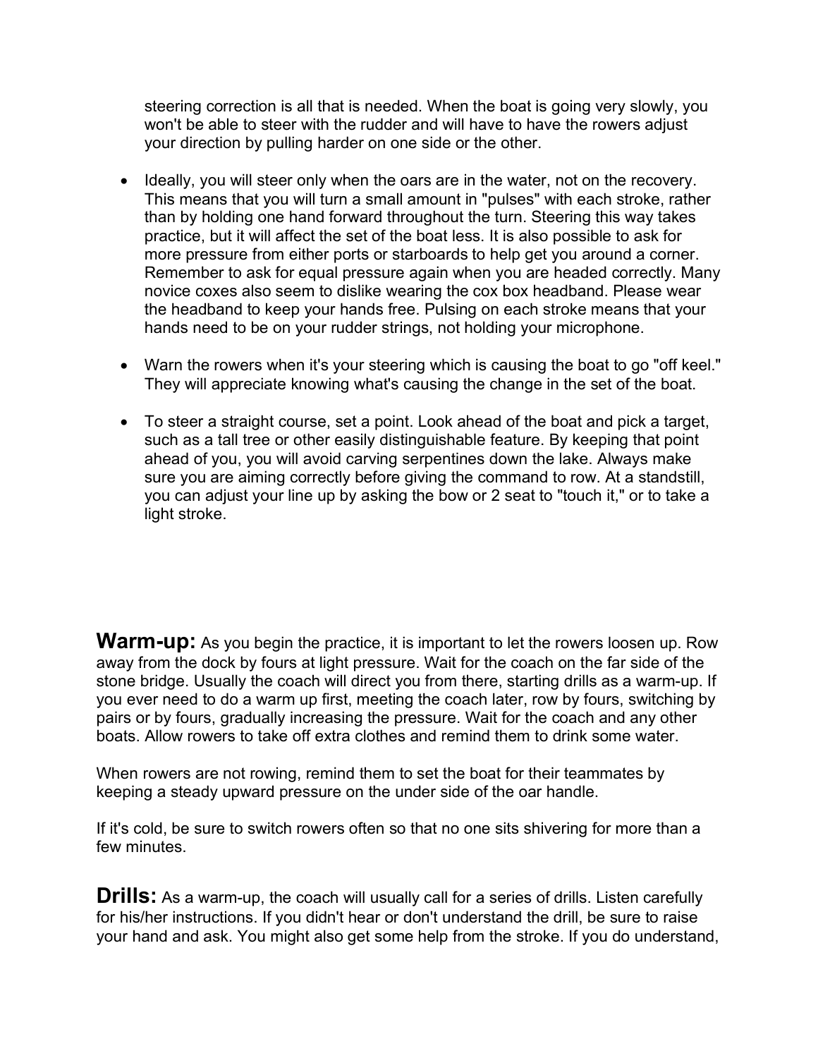steering correction is all that is needed. When the boat is going very slowly, you won't be able to steer with the rudder and will have to have the rowers adjust your direction by pulling harder on one side or the other.

- Ideally, you will steer only when the oars are in the water, not on the recovery. This means that you will turn a small amount in "pulses" with each stroke, rather than by holding one hand forward throughout the turn. Steering this way takes practice, but it will affect the set of the boat less. It is also possible to ask for more pressure from either ports or starboards to help get you around a corner. Remember to ask for equal pressure again when you are headed correctly. Many novice coxes also seem to dislike wearing the cox box headband. Please wear the headband to keep your hands free. Pulsing on each stroke means that your hands need to be on your rudder strings, not holding your microphone.

- Warn the rowers when it's your steering which is causing the boat to go "off keel." They will appreciate knowing what's causing the change in the set of the boat.

- To steer a straight course, set a point. Look ahead of the boat and pick a target, such as a tall tree or other easily distinguishable feature. By keeping that point ahead of you, you will avoid carving serpentines down the lake. Always make sure you are aiming correctly before giving the command to row. At a standstill, you can adjust your line up by asking the bow or 2 seat to "touch it," or to take a light stroke.

**Warm-up:** As you begin the practice, it is important to let the rowers loosen up. Row away from the dock by fours at light pressure. Wait for the coach on the far side of the stone bridge. Usually the coach will direct you from there, starting drills as a warm-up. If you ever need to do a warm up first, meeting the coach later, row by fours, switching by pairs or by fours, gradually increasing the pressure. Wait for the coach and any other boats. Allow rowers to take off extra clothes and remind them to drink some water.

When rowers are not rowing, remind them to set the boat for their teammates by keeping a steady upward pressure on the under side of the oar handle.

If it's cold, be sure to switch rowers often so that no one sits shivering for more than a few minutes.

**Drills:** As a warm-up, the coach will usually call for a series of drills. Listen carefully for his/her instructions. If you didn't hear or don't understand the drill, be sure to raise your hand and ask. You might also get some help from the stroke. If you do understand,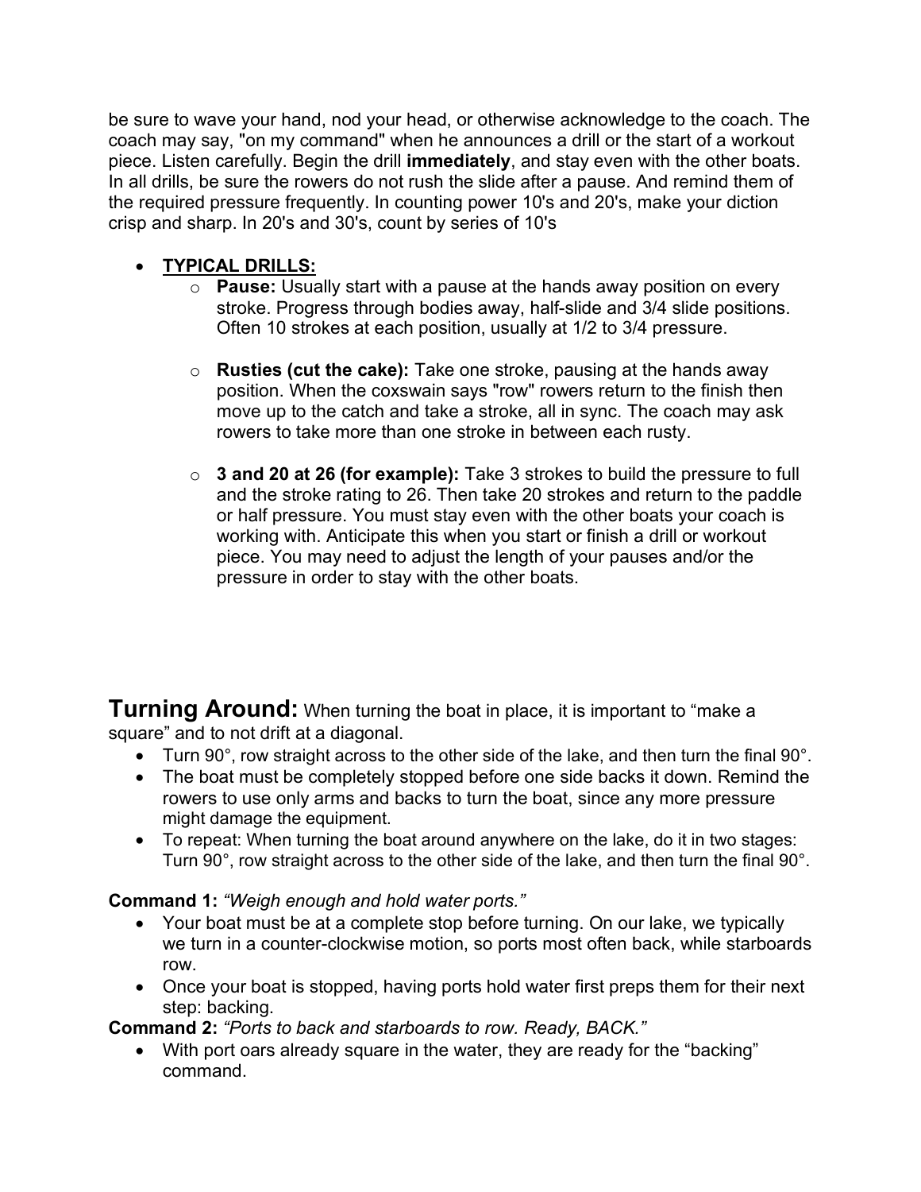be sure to wave your hand, nod your head, or otherwise acknowledge to the coach. The coach may say, "on my command" when he announces a drill or the start of a workout piece. Listen carefully. Begin the drill **immediately**, and stay even with the other boats. In all drills, be sure the rowers do not rush the slide after a pause. And remind them of the required pressure frequently. In counting power 10's and 20's, make your diction crisp and sharp. In 20's and 30's, count by series of 10's

- **TYPICAL DRILLS:**
  - **Pause:** Usually start with a pause at the hands away position on every stroke. Progress through bodies away, half-slide and 3/4 slide positions. Often 10 strokes at each position, usually at 1/2 to 3/4 pressure.
  - **Rusties (cut the cake):** Take one stroke, pausing at the hands away position. When the coxswain says "row" rowers return to the finish then move up to the catch and take a stroke, all in sync. The coach may ask rowers to take more than one stroke in between each rusty.
  - **3 and 20 at 26 (for example):** Take 3 strokes to build the pressure to full and the stroke rating to 26. Then take 20 strokes and return to the paddle or half pressure. You must stay even with the other boats your coach is working with. Anticipate this when you start or finish a drill or workout piece. You may need to adjust the length of your pauses and/or the pressure in order to stay with the other boats.

## Turning Around:

When turning the boat in place, it is important to "make a square" and to not drift at a diagonal.

- Turn 90°, row straight across to the other side of the lake, and then turn the final 90°.
- The boat must be completely stopped before one side backs it down. Remind the rowers to use only arms and backs to turn the boat, since any more pressure might damage the equipment.
- To repeat: When turning the boat around anywhere on the lake, do it in two stages: Turn 90°, row straight across to the other side of the lake, and then turn the final 90°.

**Command 1:** *"Weigh enough and hold water ports."*

- Your boat must be at a complete stop before turning. On our lake, we typically we turn in a counter-clockwise motion, so ports most often back, while starboards row.
- Once your boat is stopped, having ports hold water first preps them for their next step: backing.

**Command 2:** *"Ports to back and starboards to row. Ready, BACK."*

- With port oars already square in the water, they are ready for the "backing" command.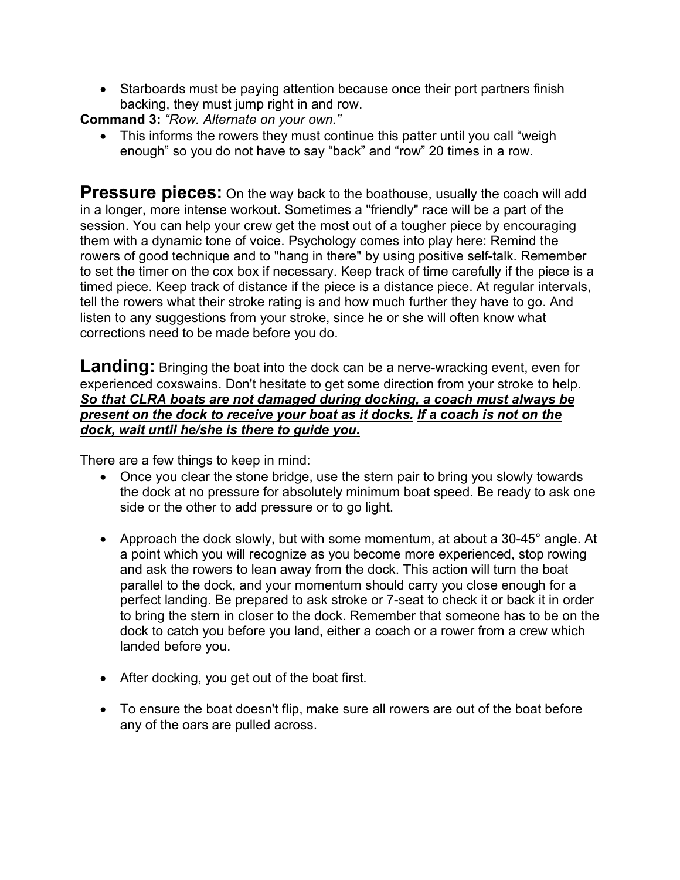- Starboards must be paying attention because once their port partners finish backing, they must jump right in and row.

**Command 3:** *"Row. Alternate on your own."*

- This informs the rowers they must continue this patter until you call "weigh enough" so you do not have to say "back" and "row" 20 times in a row.

**Pressure pieces:** On the way back to the boathouse, usually the coach will add in a longer, more intense workout. Sometimes a "friendly" race will be a part of the session. You can help your crew get the most out of a tougher piece by encouraging them with a dynamic tone of voice. Psychology comes into play here: Remind the rowers of good technique and to "hang in there" by using positive self-talk. Remember to set the timer on the cox box if necessary. Keep track of time carefully if the piece is a timed piece. Keep track of distance if the piece is a distance piece. At regular intervals, tell the rowers what their stroke rating is and how much further they have to go. And listen to any suggestions from your stroke, since he or she will often know what corrections need to be made before you do.

**Landing:** Bringing the boat into the dock can be a nerve-wracking event, even for experienced coxswains. Don't hesitate to get some direction from your stroke to help. ***So that CLRA boats are not damaged during docking, a coach must always be present on the dock to receive your boat as it docks.*** ***If a coach is not on the dock, wait until he/she is there to guide you.***

There are a few things to keep in mind:

- Once you clear the stone bridge, use the stern pair to bring you slowly towards the dock at no pressure for absolutely minimum boat speed. Be ready to ask one side or the other to add pressure or to go light.

- Approach the dock slowly, but with some momentum, at about a 30-45° angle. At a point which you will recognize as you become more experienced, stop rowing and ask the rowers to lean away from the dock. This action will turn the boat parallel to the dock, and your momentum should carry you close enough for a perfect landing. Be prepared to ask stroke or 7-seat to check it or back it in order to bring the stern in closer to the dock. Remember that someone has to be on the dock to catch you before you land, either a coach or a rower from a crew which landed before you.

- After docking, you get out of the boat first.

- To ensure the boat doesn't flip, make sure all rowers are out of the boat before any of the oars are pulled across.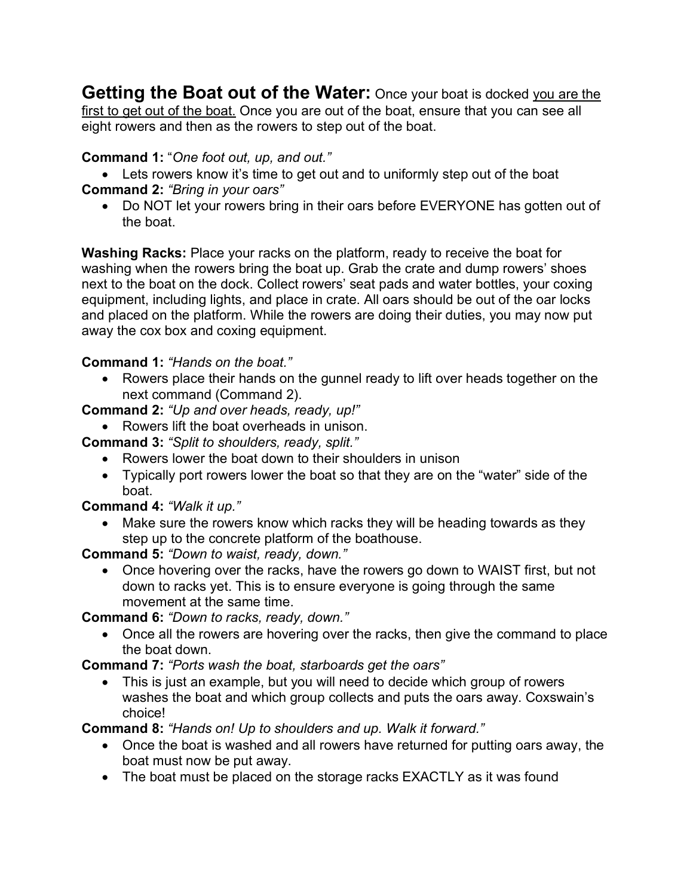**Getting the Boat out of the Water:** Once your boat is docked <u>you are the first to get out of the boat.</u> Once you are out of the boat, ensure that you can see all eight rowers and then as the rowers to step out of the boat.

**Command 1:** "*One foot out, up, and out.*"

- Lets rowers know it's time to get out and to uniformly step out of the boat

**Command 2:** *"Bring in your oars"*

- Do NOT let your rowers bring in their oars before EVERYONE has gotten out of the boat.

**Washing Racks:** Place your racks on the platform, ready to receive the boat for washing when the rowers bring the boat up. Grab the crate and dump rowers' shoes next to the boat on the dock. Collect rowers' seat pads and water bottles, your coxing equipment, including lights, and place in crate. All oars should be out of the oar locks and placed on the platform. While the rowers are doing their duties, you may now put away the cox box and coxing equipment.

**Command 1:** *"Hands on the boat."*

- Rowers place their hands on the gunnel ready to lift over heads together on the next command (Command 2).

**Command 2:** *"Up and over heads, ready, up!"*

- Rowers lift the boat overheads in unison.

**Command 3:** *"Split to shoulders, ready, split."*

- Rowers lower the boat down to their shoulders in unison
- Typically port rowers lower the boat so that they are on the "water" side of the boat.

**Command 4:** *"Walk it up."*

- Make sure the rowers know which racks they will be heading towards as they step up to the concrete platform of the boathouse.

**Command 5:** *"Down to waist, ready, down."*

- Once hovering over the racks, have the rowers go down to WAIST first, but not down to racks yet. This is to ensure everyone is going through the same movement at the same time.

**Command 6:** *"Down to racks, ready, down."*

- Once all the rowers are hovering over the racks, then give the command to place the boat down.

**Command 7:** *"Ports wash the boat, starboards get the oars"*

- This is just an example, but you will need to decide which group of rowers washes the boat and which group collects and puts the oars away. Coxswain's choice!

**Command 8:** *"Hands on! Up to shoulders and up. Walk it forward."*

- Once the boat is washed and all rowers have returned for putting oars away, the boat must now be put away.
- The boat must be placed on the storage racks EXACTLY as it was found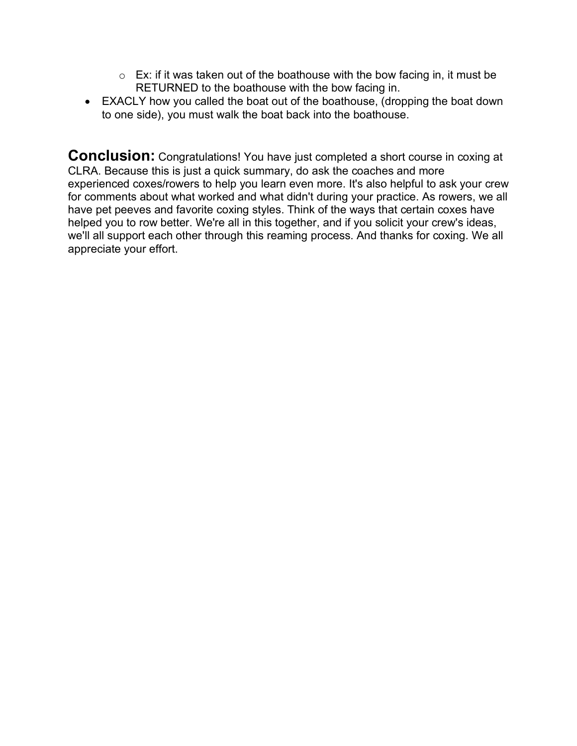- Ex: if it was taken out of the boathouse with the bow facing in, it must be RETURNED to the boathouse with the bow facing in.
- EXACLY how you called the boat out of the boathouse, (dropping the boat down to one side), you must walk the boat back into the boathouse.

**Conclusion:** Congratulations! You have just completed a short course in coxing at CLRA. Because this is just a quick summary, do ask the coaches and more experienced coxes/rowers to help you learn even more. It's also helpful to ask your crew for comments about what worked and what didn't during your practice. As rowers, we all have pet peeves and favorite coxing styles. Think of the ways that certain coxes have helped you to row better. We're all in this together, and if you solicit your crew's ideas, we'll all support each other through this reaming process. And thanks for coxing. We all appreciate your effort.